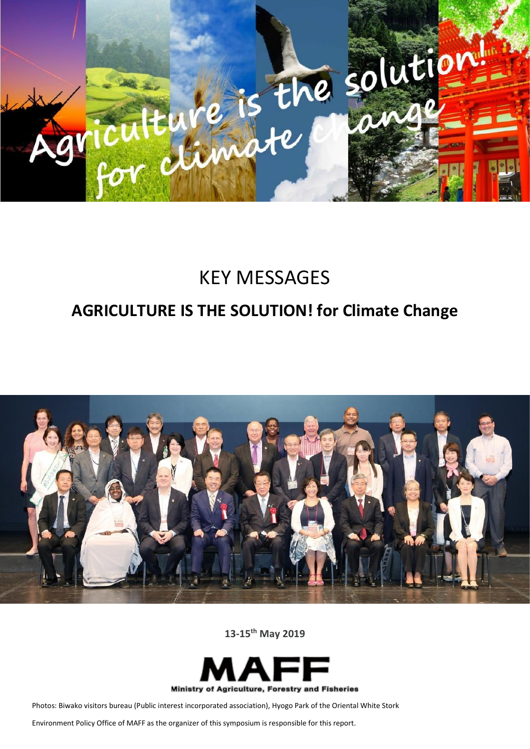# KEY MESSAGES

## AGRICULTURE IS THE SOLUTION! for Climate Change

**13-15th May 2019**

**MAFF**

Ministry of Agriculture, Forestry and Fisheries

Photos: Biwako visitors bureau (Public interest incorporated association), Hyogo Park of the Oriental White Stork

Environment Policy Office of MAFF as the organizer of this symposium is responsible for this report.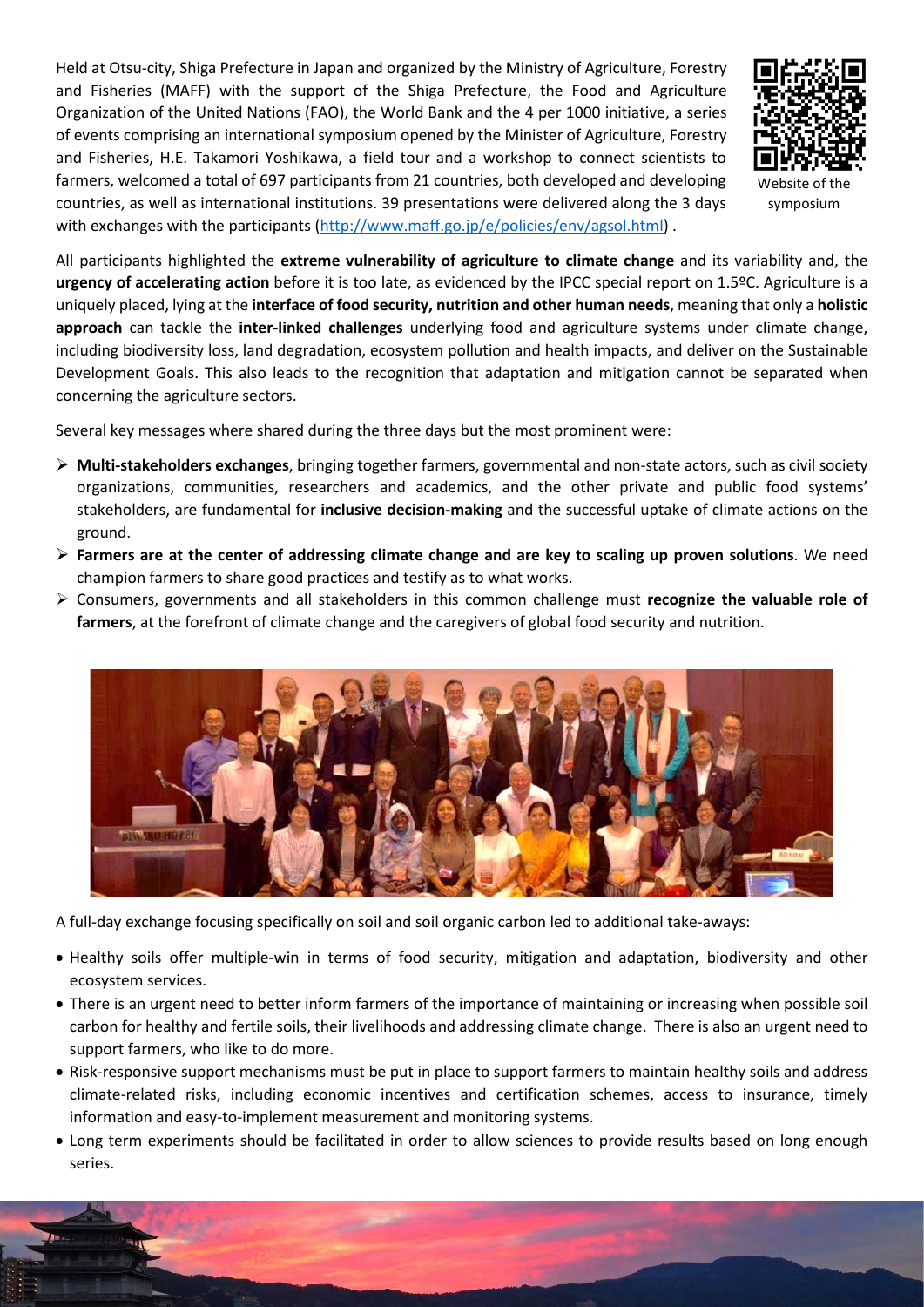Held at Otsu-city, Shiga Prefecture in Japan and organized by the Ministry of Agriculture, Forestry and Fisheries (MAFF) with the support of the Shiga Prefecture, the Food and Agriculture Organization of the United Nations (FAO), the World Bank and the 4 per 1000 initiative, a series of events comprising an international symposium opened by the Minister of Agriculture, Forestry and Fisheries, H.E. Takamori Yoshikawa, a field tour and a workshop to connect scientists to farmers, welcomed a total of 697 participants from 21 countries, both developed and developing countries, as well as international institutions. 39 presentations were delivered along the 3 days with exchanges with the participants (http://www.maff.go.jp/e/policies/env/agsol.html) .

Website of the symposium

All participants highlighted the **extreme vulnerability of agriculture to climate change** and its variability and, the **urgency of accelerating action** before it is too late, as evidenced by the IPCC special report on 1.5ºC. Agriculture is a uniquely placed, lying at the **interface of food security, nutrition and other human needs**, meaning that only a **holistic approach** can tackle the **inter-linked challenges** underlying food and agriculture systems under climate change, including biodiversity loss, land degradation, ecosystem pollution and health impacts, and deliver on the Sustainable Development Goals. This also leads to the recognition that adaptation and mitigation cannot be separated when concerning the agriculture sectors.

Several key messages where shared during the three days but the most prominent were:

- **Multi-stakeholders exchanges**, bringing together farmers, governmental and non-state actors, such as civil society organizations, communities, researchers and academics, and the other private and public food systems' stakeholders, are fundamental for **inclusive decision-making** and the successful uptake of climate actions on the ground.
- **Farmers are at the center of addressing climate change and are key to scaling up proven solutions**. We need champion farmers to share good practices and testify as to what works.
- Consumers, governments and all stakeholders in this common challenge must **recognize the valuable role of farmers**, at the forefront of climate change and the caregivers of global food security and nutrition.

A full-day exchange focusing specifically on soil and soil organic carbon led to additional take-aways:

- Healthy soils offer multiple-win in terms of food security, mitigation and adaptation, biodiversity and other ecosystem services.
- There is an urgent need to better inform farmers of the importance of maintaining or increasing when possible soil carbon for healthy and fertile soils, their livelihoods and addressing climate change. There is also an urgent need to support farmers, who like to do more.
- Risk-responsive support mechanisms must be put in place to support farmers to maintain healthy soils and address climate-related risks, including economic incentives and certification schemes, access to insurance, timely information and easy-to-implement measurement and monitoring systems.
- Long term experiments should be facilitated in order to allow sciences to provide results based on long enough series.